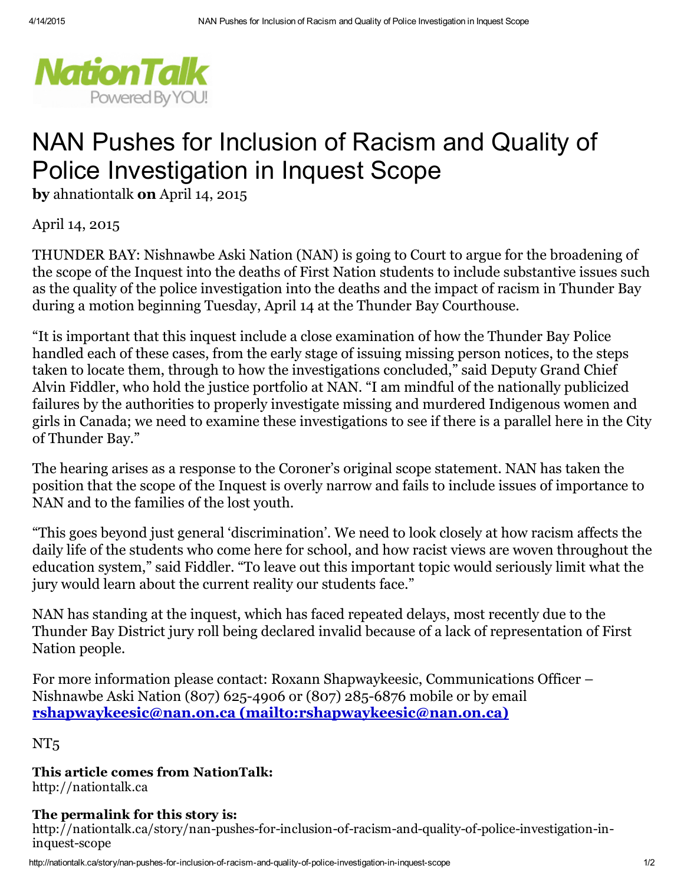# NAN Pushes for Inclusion of Racism and Quality of Police Investigation in Inquest Scope

**by** ahnationtalk **on** April 14, 2015

April 14, 2015

THUNDER BAY: Nishnawbe Aski Nation (NAN) is going to Court to argue for the broadening of the scope of the Inquest into the deaths of First Nation students to include substantive issues such as the quality of the police investigation into the deaths and the impact of racism in Thunder Bay during a motion beginning Tuesday, April 14 at the Thunder Bay Courthouse.

"It is important that this inquest include a close examination of how the Thunder Bay Police handled each of these cases, from the early stage of issuing missing person notices, to the steps taken to locate them, through to how the investigations concluded," said Deputy Grand Chief Alvin Fiddler, who hold the justice portfolio at NAN. "I am mindful of the nationally publicized failures by the authorities to properly investigate missing and murdered Indigenous women and girls in Canada; we need to examine these investigations to see if there is a parallel here in the City of Thunder Bay."

The hearing arises as a response to the Coroner's original scope statement. NAN has taken the position that the scope of the Inquest is overly narrow and fails to include issues of importance to NAN and to the families of the lost youth.

"This goes beyond just general 'discrimination'. We need to look closely at how racism affects the daily life of the students who come here for school, and how racist views are woven throughout the education system," said Fiddler. "To leave out this important topic would seriously limit what the jury would learn about the current reality our students face."

NAN has standing at the inquest, which has faced repeated delays, most recently due to the Thunder Bay District jury roll being declared invalid because of a lack of representation of First Nation people.

For more information please contact: Roxann Shapwaykeesic, Communications Officer – Nishnawbe Aski Nation (807) 625-4906 or (807) 285-6876 mobile or by email [rshapwaykeesic@nan.on.ca (mailto:rshapwaykeesic@nan.on.ca)](mailto:rshapwaykeesic@nan.on.ca)

NT5

**This article comes from NationTalk:**
http://nationtalk.ca

**The permalink for this story is:**
http://nationtalk.ca/story/nan-pushes-for-inclusion-of-racism-and-quality-of-police-investigation-in-inquest-scope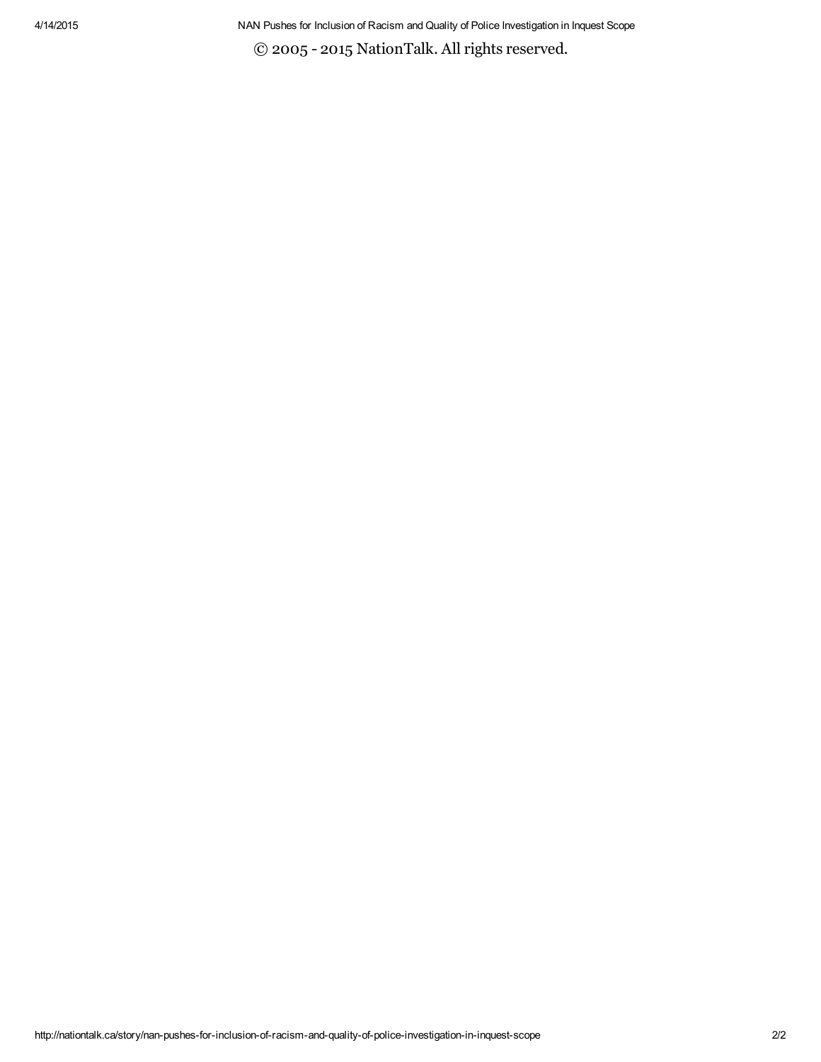© 2005 - 2015 NationTalk. All rights reserved.